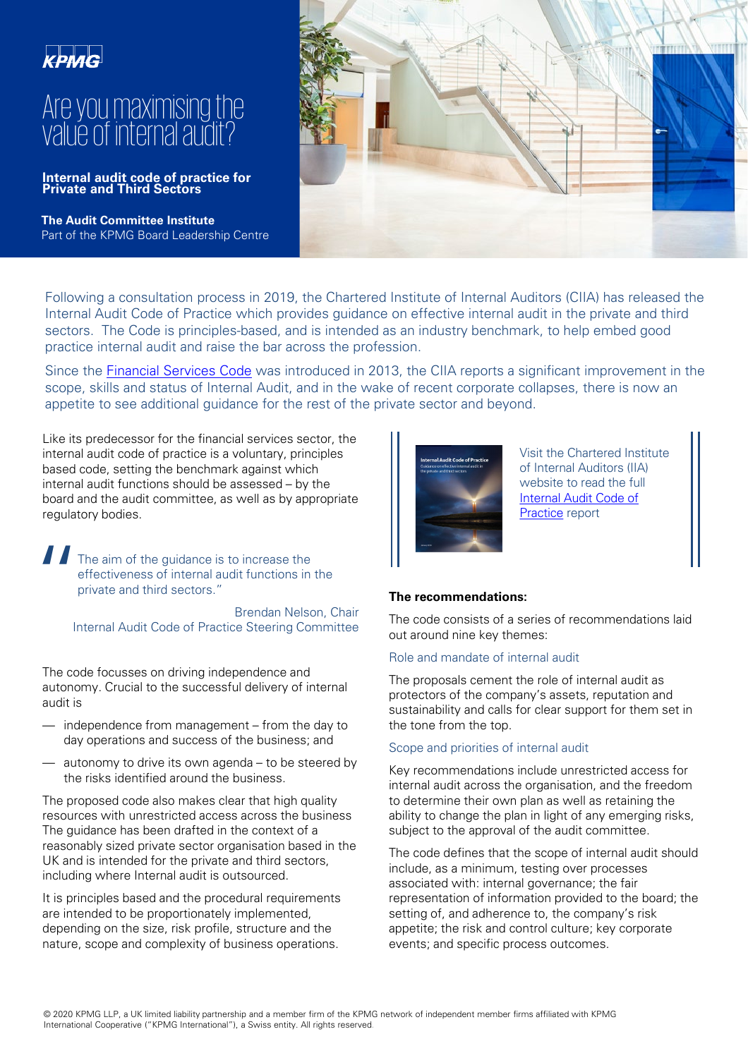KPMG

# Are you maximising the value of internal audit?

**Internal audit code of practice for Private and Third Sectors**

**The Audit Committee Institute**
Part of the KPMG Board Leadership Centre

Following a consultation process in 2019, the Chartered Institute of Internal Auditors (CIIA) has released the Internal Audit Code of Practice which provides guidance on effective internal audit in the private and third sectors. The Code is principles-based, and is intended as an industry benchmark, to help embed good practice internal audit and raise the bar across the profession.

Since the Financial Services Code was introduced in 2013, the CIIA reports a significant improvement in the scope, skills and status of Internal Audit, and in the wake of recent corporate collapses, there is now an appetite to see additional guidance for the rest of the private sector and beyond.

Like its predecessor for the financial services sector, the internal audit code of practice is a voluntary, principles based code, setting the benchmark against which internal audit functions should be assessed – by the board and the audit committee, as well as by appropriate regulatory bodies.

> "The aim of the guidance is to increase the effectiveness of internal audit functions in the private and third sectors."
>
> Brendan Nelson, Chair
> Internal Audit Code of Practice Steering Committee

The code focusses on driving independence and autonomy. Crucial to the successful delivery of internal audit is

- independence from management – from the day to day operations and success of the business; and
- autonomy to drive its own agenda – to be steered by the risks identified around the business.

The proposed code also makes clear that high quality resources with unrestricted access across the business The guidance has been drafted in the context of a reasonably sized private sector organisation based in the UK and is intended for the private and third sectors, including where Internal audit is outsourced.

It is principles based and the procedural requirements are intended to be proportionately implemented, depending on the size, risk profile, structure and the nature, scope and complexity of business operations.

Visit the Chartered Institute of Internal Auditors (IIA) website to read the full Internal Audit Code of Practice report

**The recommendations:**

The code consists of a series of recommendations laid out around nine key themes:

### Role and mandate of internal audit

The proposals cement the role of internal audit as protectors of the company's assets, reputation and sustainability and calls for clear support for them set in the tone from the top.

### Scope and priorities of internal audit

Key recommendations include unrestricted access for internal audit across the organisation, and the freedom to determine their own plan as well as retaining the ability to change the plan in light of any emerging risks, subject to the approval of the audit committee.

The code defines that the scope of internal audit should include, as a minimum, testing over processes associated with: internal governance; the fair representation of information provided to the board; the setting of, and adherence to, the company's risk appetite; the risk and control culture; key corporate events; and specific process outcomes.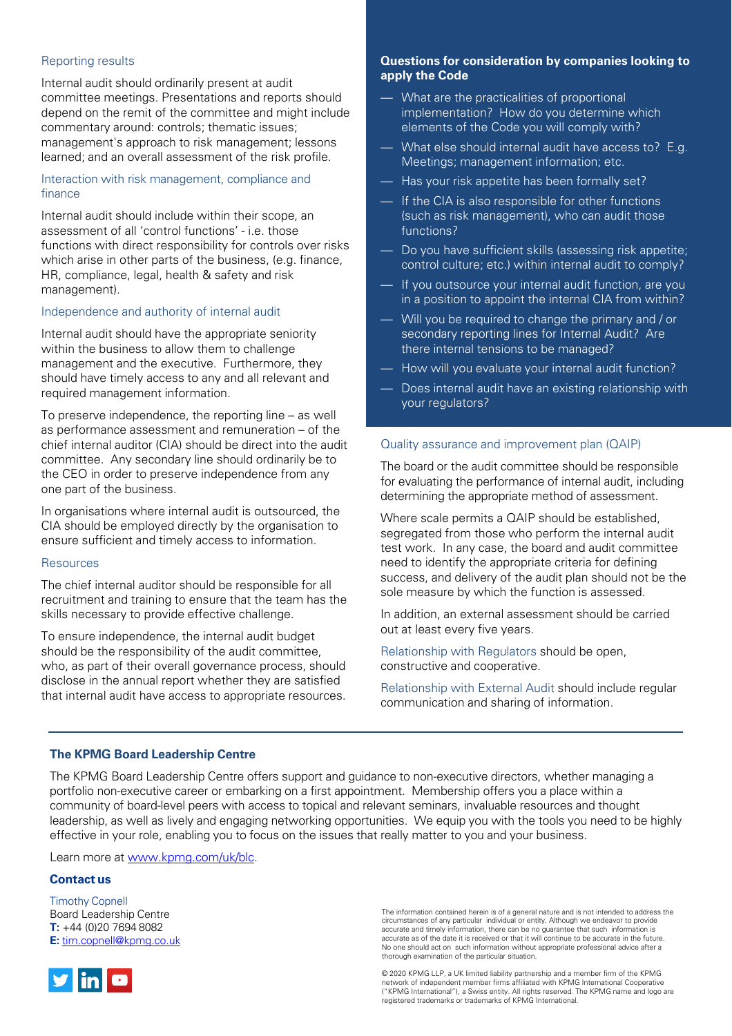### Reporting results

Internal audit should ordinarily present at audit committee meetings. Presentations and reports should depend on the remit of the committee and might include commentary around: controls; thematic issues; management's approach to risk management; lessons learned; and an overall assessment of the risk profile.

### Interaction with risk management, compliance and finance

Internal audit should include within their scope, an assessment of all 'control functions' - i.e. those functions with direct responsibility for controls over risks which arise in other parts of the business, (e.g. finance, HR, compliance, legal, health & safety and risk management).

### Independence and authority of internal audit

Internal audit should have the appropriate seniority within the business to allow them to challenge management and the executive. Furthermore, they should have timely access to any and all relevant and required management information.

To preserve independence, the reporting line – as well as performance assessment and remuneration – of the chief internal auditor (CIA) should be direct into the audit committee. Any secondary line should ordinarily be to the CEO in order to preserve independence from any one part of the business.

In organisations where internal audit is outsourced, the CIA should be employed directly by the organisation to ensure sufficient and timely access to information.

### Resources

The chief internal auditor should be responsible for all recruitment and training to ensure that the team has the skills necessary to provide effective challenge.

To ensure independence, the internal audit budget should be the responsibility of the audit committee, who, as part of their overall governance process, should disclose in the annual report whether they are satisfied that internal audit have access to appropriate resources.

**Questions for consideration by companies looking to apply the Code**

- What are the practicalities of proportional implementation? How do you determine which elements of the Code you will comply with?
- What else should internal audit have access to? E.g. Meetings; management information; etc.
- Has your risk appetite has been formally set?
- If the CIA is also responsible for other functions (such as risk management), who can audit those functions?
- Do you have sufficient skills (assessing risk appetite; control culture; etc.) within internal audit to comply?
- If you outsource your internal audit function, are you in a position to appoint the internal CIA from within?
- Will you be required to change the primary and / or secondary reporting lines for Internal Audit? Are there internal tensions to be managed?
- How will you evaluate your internal audit function?
- Does internal audit have an existing relationship with your regulators?

### Quality assurance and improvement plan (QAIP)

The board or the audit committee should be responsible for evaluating the performance of internal audit, including determining the appropriate method of assessment.

Where scale permits a QAIP should be established, segregated from those who perform the internal audit test work. In any case, the board and audit committee need to identify the appropriate criteria for defining success, and delivery of the audit plan should not be the sole measure by which the function is assessed.

In addition, an external assessment should be carried out at least every five years.

Relationship with Regulators should be open, constructive and cooperative.

Relationship with External Audit should include regular communication and sharing of information.

---

**The KPMG Board Leadership Centre**

The KPMG Board Leadership Centre offers support and guidance to non-executive directors, whether managing a portfolio non-executive career or embarking on a first appointment. Membership offers you a place within a community of board-level peers with access to topical and relevant seminars, invaluable resources and thought leadership, as well as lively and engaging networking opportunities. We equip you with the tools you need to be highly effective in your role, enabling you to focus on the issues that really matter to you and your business.

Learn more at www.kpmg.com/uk/blc.

**Contact us**

Timothy Copnell
Board Leadership Centre
**T:** +44 (0)20 7694 8082
**E:** tim.copnell@kpmg.co.uk

The information contained herein is of a general nature and is not intended to address the circumstances of any particular individual or entity. Although we endeavor to provide accurate and timely information, there can be no guarantee that such information is accurate as of the date it is received or that it will continue to be accurate in the future. No one should act on such information without appropriate professional advice after a thorough examination of the particular situation.

© 2020 KPMG LLP, a UK limited liability partnership and a member firm of the KPMG network of independent member firms affiliated with KPMG International Cooperative ("KPMG International"), a Swiss entity. All rights reserved. The KPMG name and logo are registered trademarks or trademarks of KPMG International.